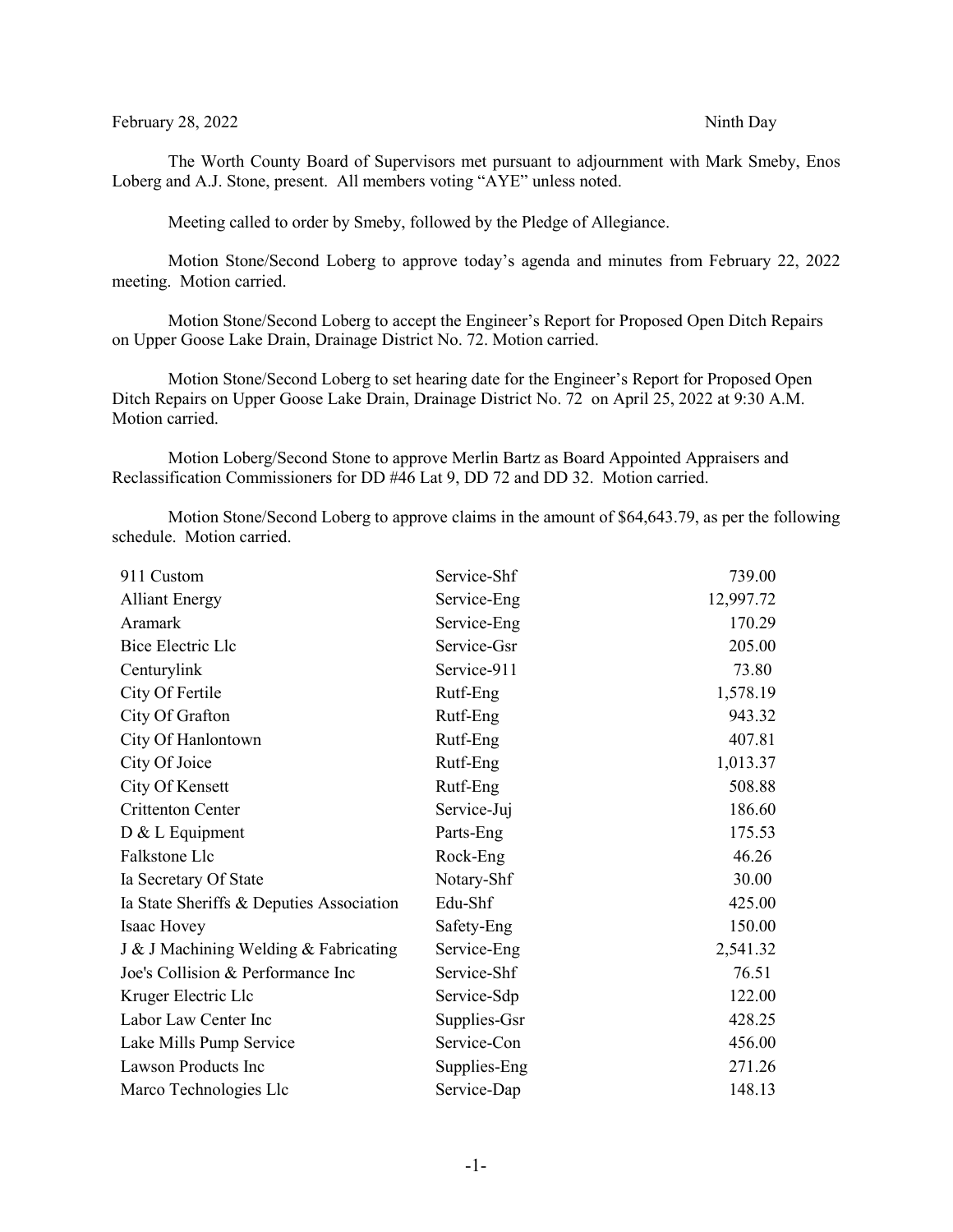February 28, 2022 Ninth Day

The Worth County Board of Supervisors met pursuant to adjournment with Mark Smeby, Enos Loberg and A.J. Stone, present. All members voting "AYE" unless noted.

Meeting called to order by Smeby, followed by the Pledge of Allegiance.

Motion Stone/Second Loberg to approve today's agenda and minutes from February 22, 2022 meeting. Motion carried.

Motion Stone/Second Loberg to accept the Engineer's Report for Proposed Open Ditch Repairs on Upper Goose Lake Drain, Drainage District No. 72. Motion carried.

Motion Stone/Second Loberg to set hearing date for the Engineer's Report for Proposed Open Ditch Repairs on Upper Goose Lake Drain, Drainage District No. 72 on April 25, 2022 at 9:30 A.M. Motion carried.

Motion Loberg/Second Stone to approve Merlin Bartz as Board Appointed Appraisers and Reclassification Commissioners for DD #46 Lat 9, DD 72 and DD 32. Motion carried.

Motion Stone/Second Loberg to approve claims in the amount of $64,643.79, as per the following schedule. Motion carried.

| | | |
|---|---|---|
| 911 Custom | Service-Shf | 739.00 |
| Alliant Energy | Service-Eng | 12,997.72 |
| Aramark | Service-Eng | 170.29 |
| Bice Electric Llc | Service-Gsr | 205.00 |
| Centurylink | Service-911 | 73.80 |
| City Of Fertile | Rutf-Eng | 1,578.19 |
| City Of Grafton | Rutf-Eng | 943.32 |
| City Of Hanlontown | Rutf-Eng | 407.81 |
| City Of Joice | Rutf-Eng | 1,013.37 |
| City Of Kensett | Rutf-Eng | 508.88 |
| Crittenton Center | Service-Juj | 186.60 |
| D & L Equipment | Parts-Eng | 175.53 |
| Falkstone Llc | Rock-Eng | 46.26 |
| Ia Secretary Of State | Notary-Shf | 30.00 |
| Ia State Sheriffs & Deputies Association | Edu-Shf | 425.00 |
| Isaac Hovey | Safety-Eng | 150.00 |
| J & J Machining Welding & Fabricating | Service-Eng | 2,541.32 |
| Joe's Collision & Performance Inc | Service-Shf | 76.51 |
| Kruger Electric Llc | Service-Sdp | 122.00 |
| Labor Law Center Inc | Supplies-Gsr | 428.25 |
| Lake Mills Pump Service | Service-Con | 456.00 |
| Lawson Products Inc | Supplies-Eng | 271.26 |
| Marco Technologies Llc | Service-Dap | 148.13 |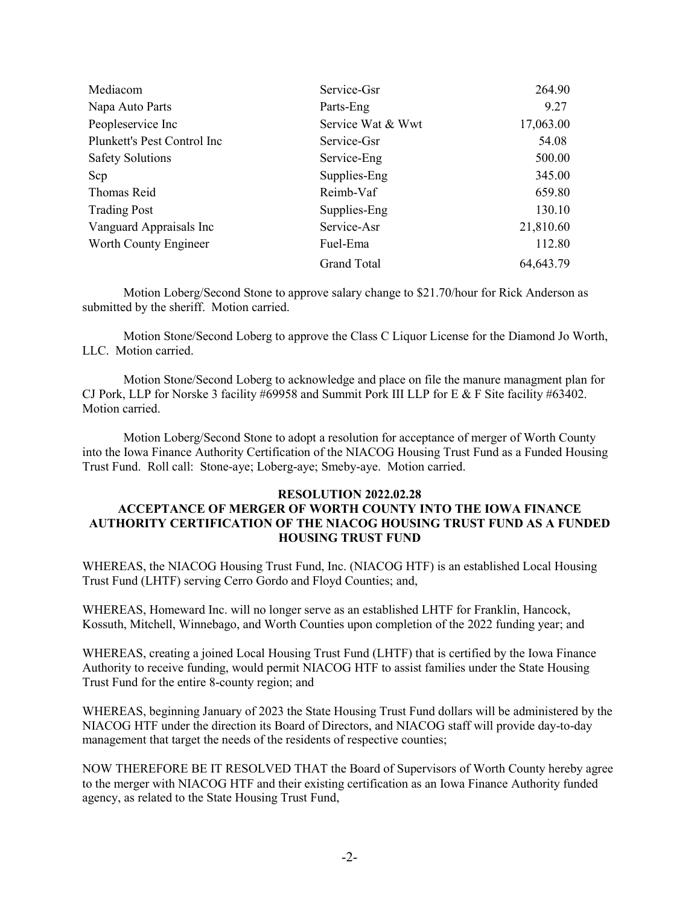| | | |
|---|---|---|
| Mediacom | Service-Gsr | 264.90 |
| Napa Auto Parts | Parts-Eng | 9.27 |
| Peopleservice Inc | Service Wat & Wwt | 17,063.00 |
| Plunkett's Pest Control Inc | Service-Gsr | 54.08 |
| Safety Solutions | Service-Eng | 500.00 |
| Scp | Supplies-Eng | 345.00 |
| Thomas Reid | Reimb-Vaf | 659.80 |
| Trading Post | Supplies-Eng | 130.10 |
| Vanguard Appraisals Inc | Service-Asr | 21,810.60 |
| Worth County Engineer | Fuel-Ema | 112.80 |
| | Grand Total | 64,643.79 |

Motion Loberg/Second Stone to approve salary change to $21.70/hour for Rick Anderson as submitted by the sheriff. Motion carried.

Motion Stone/Second Loberg to approve the Class C Liquor License for the Diamond Jo Worth, LLC. Motion carried.

Motion Stone/Second Loberg to acknowledge and place on file the manure managment plan for CJ Pork, LLP for Norske 3 facility #69958 and Summit Pork III LLP for E & F Site facility #63402. Motion carried.

Motion Loberg/Second Stone to adopt a resolution for acceptance of merger of Worth County into the Iowa Finance Authority Certification of the NIACOG Housing Trust Fund as a Funded Housing Trust Fund. Roll call: Stone-aye; Loberg-aye; Smeby-aye. Motion carried.

**RESOLUTION 2022.02.28**
**ACCEPTANCE OF MERGER OF WORTH COUNTY INTO THE IOWA FINANCE AUTHORITY CERTIFICATION OF THE NIACOG HOUSING TRUST FUND AS A FUNDED HOUSING TRUST FUND**

WHEREAS, the NIACOG Housing Trust Fund, Inc. (NIACOG HTF) is an established Local Housing Trust Fund (LHTF) serving Cerro Gordo and Floyd Counties; and,

WHEREAS, Homeward Inc. will no longer serve as an established LHTF for Franklin, Hancock, Kossuth, Mitchell, Winnebago, and Worth Counties upon completion of the 2022 funding year; and

WHEREAS, creating a joined Local Housing Trust Fund (LHTF) that is certified by the Iowa Finance Authority to receive funding, would permit NIACOG HTF to assist families under the State Housing Trust Fund for the entire 8-county region; and

WHEREAS, beginning January of 2023 the State Housing Trust Fund dollars will be administered by the NIACOG HTF under the direction its Board of Directors, and NIACOG staff will provide day-to-day management that target the needs of the residents of respective counties;

NOW THEREFORE BE IT RESOLVED THAT the Board of Supervisors of Worth County hereby agree to the merger with NIACOG HTF and their existing certification as an Iowa Finance Authority funded agency, as related to the State Housing Trust Fund,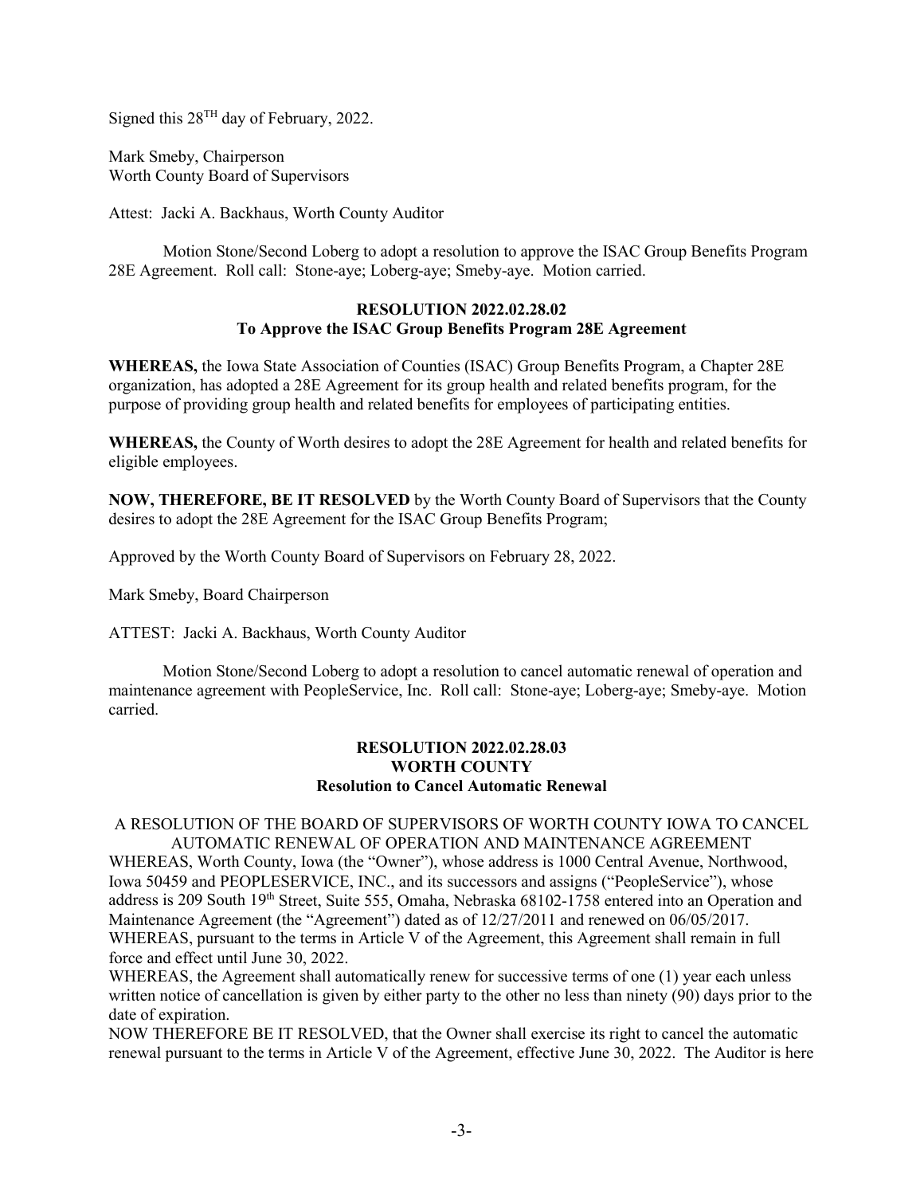Signed this 28TH day of February, 2022.

Mark Smeby, Chairperson
Worth County Board of Supervisors

Attest: Jacki A. Backhaus, Worth County Auditor

Motion Stone/Second Loberg to adopt a resolution to approve the ISAC Group Benefits Program 28E Agreement. Roll call: Stone-aye; Loberg-aye; Smeby-aye. Motion carried.

**RESOLUTION 2022.02.28.02**
**To Approve the ISAC Group Benefits Program 28E Agreement**

**WHEREAS,** the Iowa State Association of Counties (ISAC) Group Benefits Program, a Chapter 28E organization, has adopted a 28E Agreement for its group health and related benefits program, for the purpose of providing group health and related benefits for employees of participating entities.

**WHEREAS,** the County of Worth desires to adopt the 28E Agreement for health and related benefits for eligible employees.

**NOW, THEREFORE, BE IT RESOLVED** by the Worth County Board of Supervisors that the County desires to adopt the 28E Agreement for the ISAC Group Benefits Program;

Approved by the Worth County Board of Supervisors on February 28, 2022.

Mark Smeby, Board Chairperson

ATTEST: Jacki A. Backhaus, Worth County Auditor

Motion Stone/Second Loberg to adopt a resolution to cancel automatic renewal of operation and maintenance agreement with PeopleService, Inc. Roll call: Stone-aye; Loberg-aye; Smeby-aye. Motion carried.

**RESOLUTION 2022.02.28.03**
**WORTH COUNTY**
**Resolution to Cancel Automatic Renewal**

A RESOLUTION OF THE BOARD OF SUPERVISORS OF WORTH COUNTY IOWA TO CANCEL AUTOMATIC RENEWAL OF OPERATION AND MAINTENANCE AGREEMENT

WHEREAS, Worth County, Iowa (the "Owner"), whose address is 1000 Central Avenue, Northwood, Iowa 50459 and PEOPLESERVICE, INC., and its successors and assigns ("PeopleService"), whose address is 209 South 19th Street, Suite 555, Omaha, Nebraska 68102-1758 entered into an Operation and Maintenance Agreement (the "Agreement") dated as of 12/27/2011 and renewed on 06/05/2017.

WHEREAS, pursuant to the terms in Article V of the Agreement, this Agreement shall remain in full force and effect until June 30, 2022.

WHEREAS, the Agreement shall automatically renew for successive terms of one (1) year each unless written notice of cancellation is given by either party to the other no less than ninety (90) days prior to the date of expiration.

NOW THEREFORE BE IT RESOLVED, that the Owner shall exercise its right to cancel the automatic renewal pursuant to the terms in Article V of the Agreement, effective June 30, 2022. The Auditor is here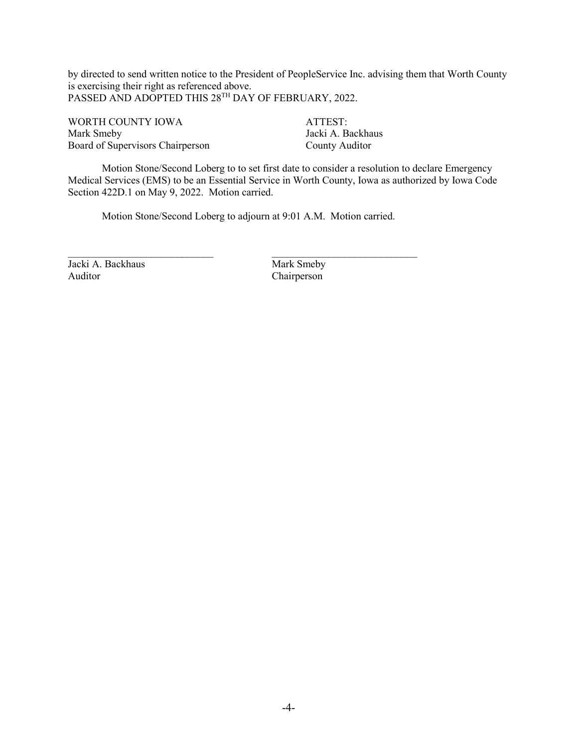by directed to send written notice to the President of PeopleService Inc. advising them that Worth County is exercising their right as referenced above.
PASSED AND ADOPTED THIS 28TH DAY OF FEBRUARY, 2022.

WORTH COUNTY IOWA
Mark Smeby
Board of Supervisors Chairperson

ATTEST:
Jacki A. Backhaus
County Auditor

Motion Stone/Second Loberg to to set first date to consider a resolution to declare Emergency Medical Services (EMS) to be an Essential Service in Worth County, Iowa as authorized by Iowa Code Section 422D.1 on May 9, 2022. Motion carried.

Motion Stone/Second Loberg to adjourn at 9:01 A.M. Motion carried.

\_\_\_\_\_\_\_\_\_\_\_\_\_\_\_\_\_\_\_\_\_\_\_\_\_\_\_\_\_
Jacki A. Backhaus
Auditor

\_\_\_\_\_\_\_\_\_\_\_\_\_\_\_\_\_\_\_\_\_\_\_\_\_\_\_\_\_
Mark Smeby
Chairperson